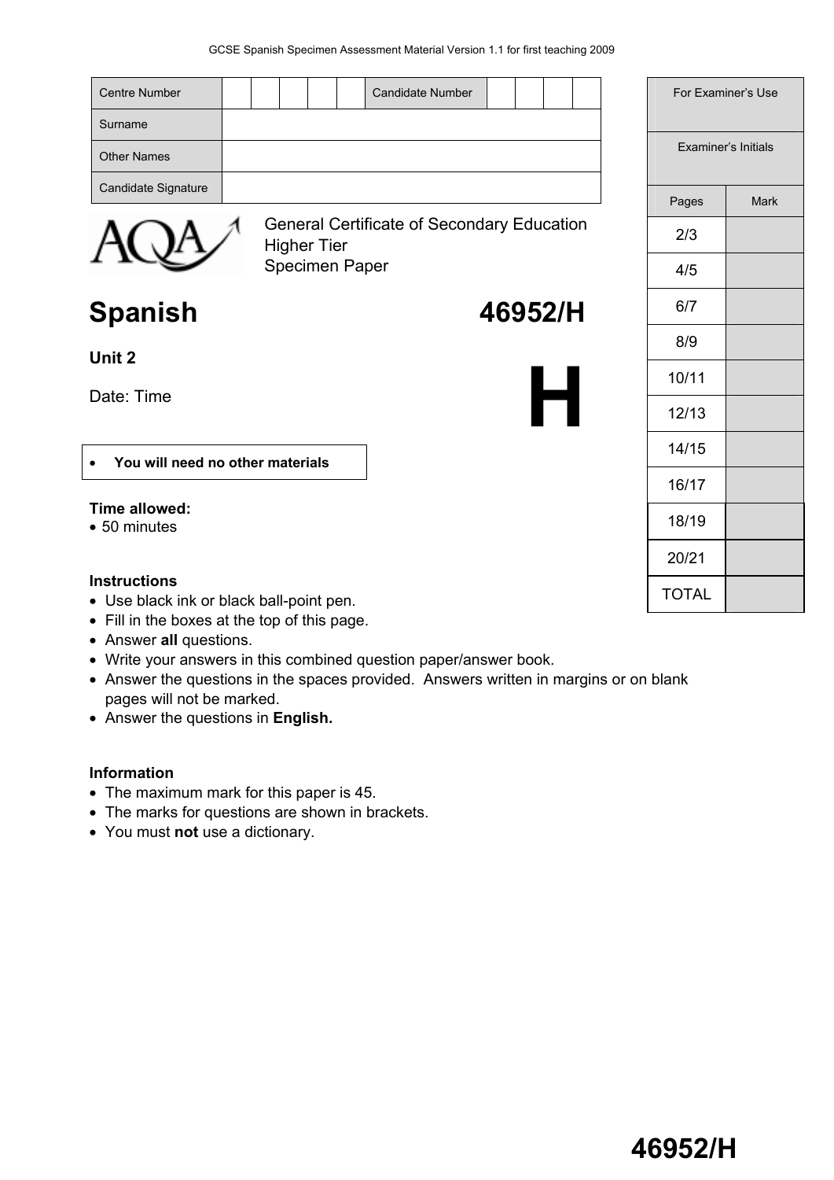GCSE Spanish Specimen Assessment Material Version 1.1 for first teaching 2009

| Centre Number | | | | | | Candidate Number | | | | |
|---|---|---|---|---|---|---|---|---|---|---|
| Surname | | | | | | | | | | |
| Other Names | | | | | | | | | | |
| Candidate Signature | | | | | | | | | | |

| For Examiner's Use | |
|---|---|
| Examiner's Initials | |
| Pages | Mark |
| 2/3 | |
| 4/5 | |
| 6/7 | |
| 8/9 | |
| 10/11 | |
| 12/13 | |
| 14/15 | |
| 16/17 | |
| 18/19 | |
| 20/21 | |
| TOTAL | |

AQA

General Certificate of Secondary Education
Higher Tier
Specimen Paper

# Spanish 46952/H

**Unit 2**

Date: Time

**H**

- **You will need no other materials**

**Time allowed:**
- 50 minutes

**Instructions**
- Use black ink or black ball-point pen.
- Fill in the boxes at the top of this page.
- Answer **all** questions.
- Write your answers in this combined question paper/answer book.
- Answer the questions in the spaces provided. Answers written in margins or on blank pages will not be marked.
- Answer the questions in **English.**

**Information**
- The maximum mark for this paper is 45.
- The marks for questions are shown in brackets.
- You must **not** use a dictionary.

**46952/H**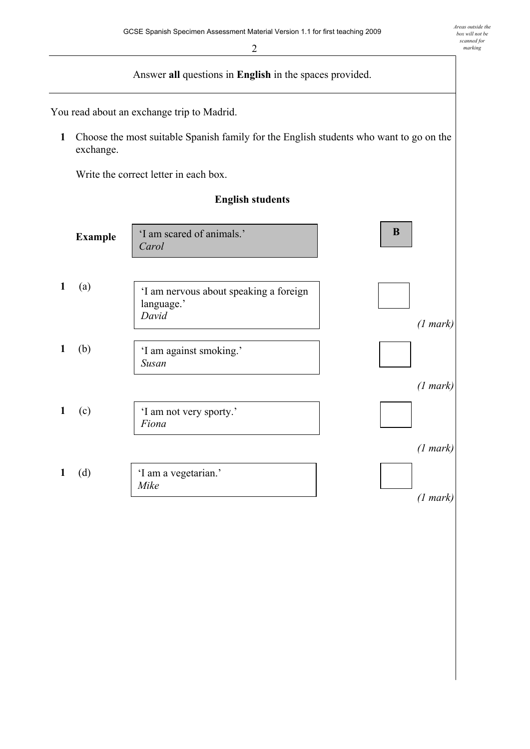Answer **all** questions in **English** in the spaces provided.

You read about an exchange trip to Madrid.

**1** Choose the most suitable Spanish family for the English students who want to go on the exchange.

Write the correct letter in each box.

**English students**

**Example** 'I am scared of animals.' *Carol* **B**

**1** (a) 'I am nervous about speaking a foreign language.' *David* ☐ *(1 mark)*

**1** (b) 'I am against smoking.' *Susan* ☐ *(1 mark)*

**1** (c) 'I am not very sporty.' *Fiona* ☐ *(1 mark)*

**1** (d) 'I am a vegetarian.' *Mike* ☐ *(1 mark)*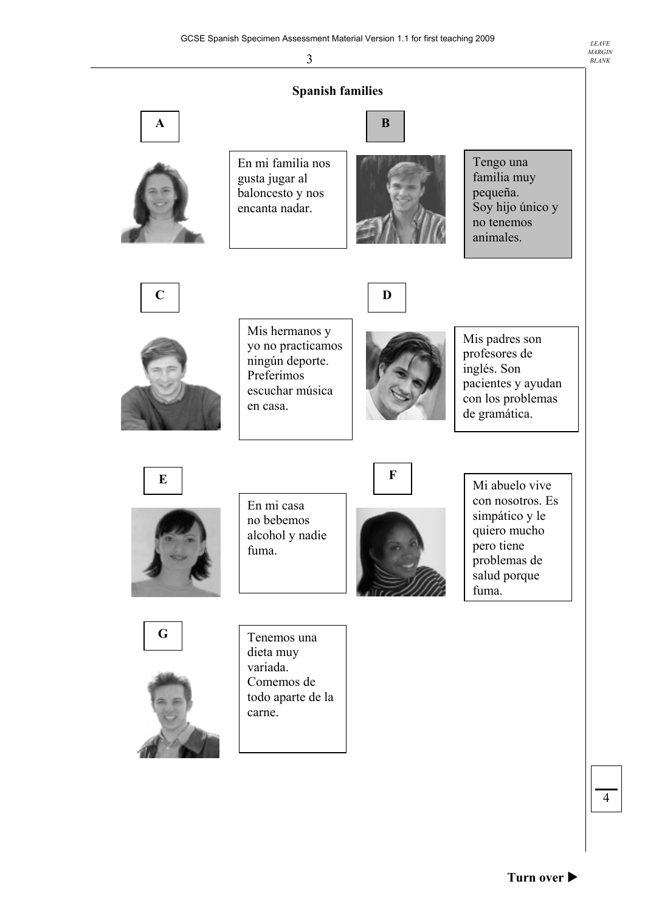## Spanish families

**A**

En mi familia nos gusta jugar al baloncesto y nos encanta nadar.

**B**

Tengo una familia muy pequeña. Soy hijo único y no tenemos animales.

**C**

Mis hermanos y yo no practicamos ningún deporte. Preferimos escuchar música en casa.

**D**

Mis padres son profesores de inglés. Son pacientes y ayudan con los problemas de gramática.

**E**

En mi casa no bebemos alcohol y nadie fuma.

**F**

Mi abuelo vive con nosotros. Es simpático y le quiero mucho pero tiene problemas de salud porque fuma.

**G**

Tenemos una dieta muy variada. Comemos de todo aparte de la carne.

Turn over ▶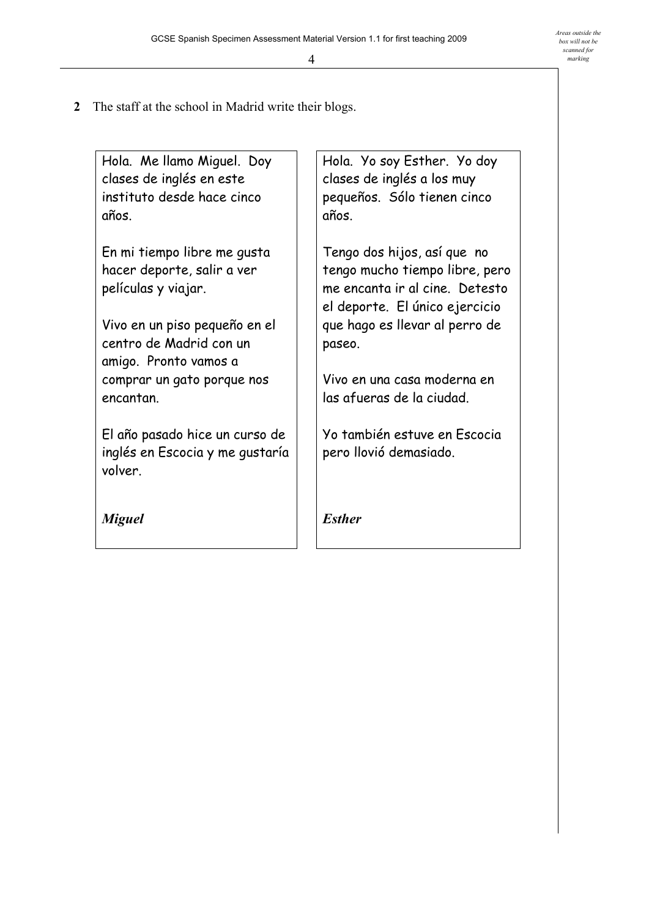**2** The staff at the school in Madrid write their blogs.

Hola. Me llamo Miguel. Doy clases de inglés en este instituto desde hace cinco años.

En mi tiempo libre me gusta hacer deporte, salir a ver películas y viajar.

Vivo en un piso pequeño en el centro de Madrid con un amigo. Pronto vamos a comprar un gato porque nos encantan.

El año pasado hice un curso de inglés en Escocia y me gustaría volver.

***Miguel***

Hola. Yo soy Esther. Yo doy clases de inglés a los muy pequeños. Sólo tienen cinco años.

Tengo dos hijos, así que no tengo mucho tiempo libre, pero me encanta ir al cine. Detesto el deporte. El único ejercicio que hago es llevar al perro de paseo.

Vivo en una casa moderna en las afueras de la ciudad.

Yo también estuve en Escocia pero llovió demasiado.

***Esther***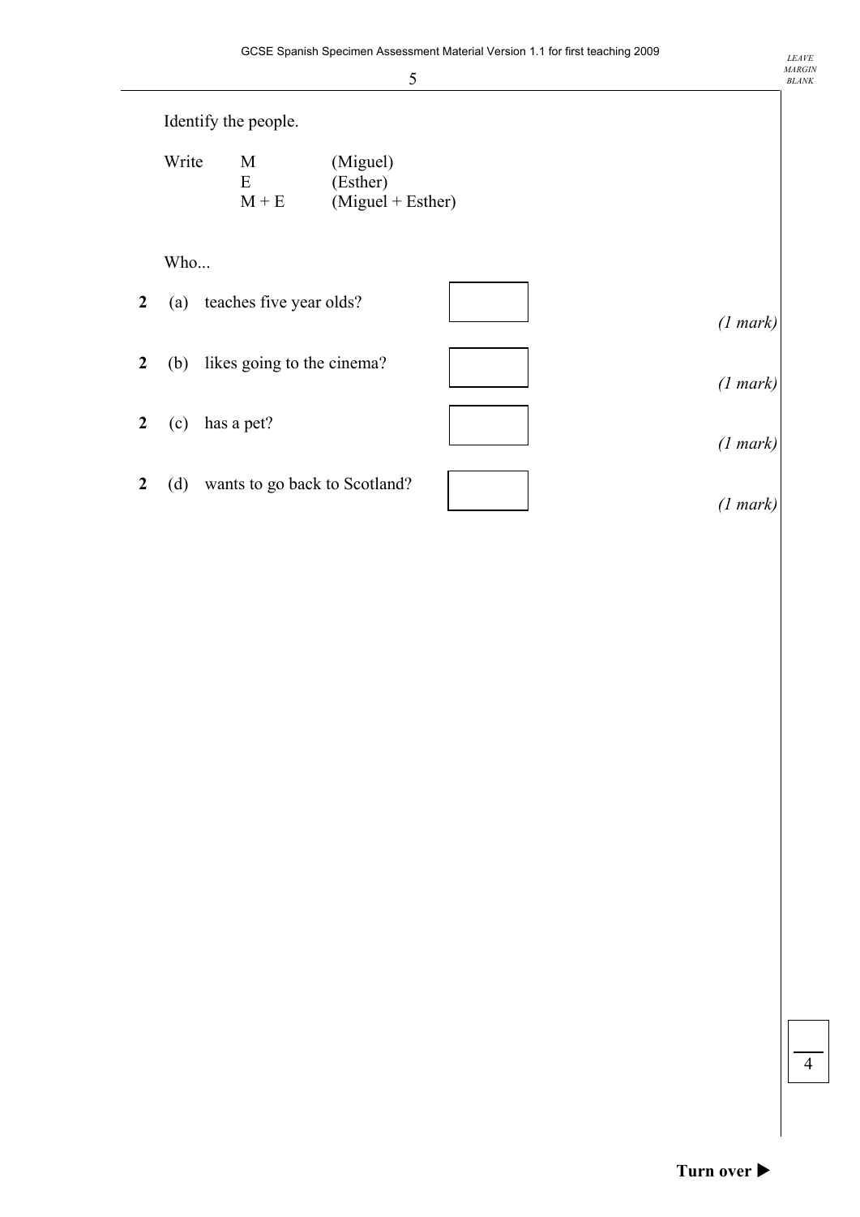Identify the people.

Write M (Miguel)
E (Esther)
M + E (Miguel + Esther)

Who...

**2** (a) teaches five year olds? ☐ *(1 mark)*

**2** (b) likes going to the cinema? ☐ *(1 mark)*

**2** (c) has a pet? ☐ *(1 mark)*

**2** (d) wants to go back to Scotland? ☐ *(1 mark)*

4

**Turn over ▶**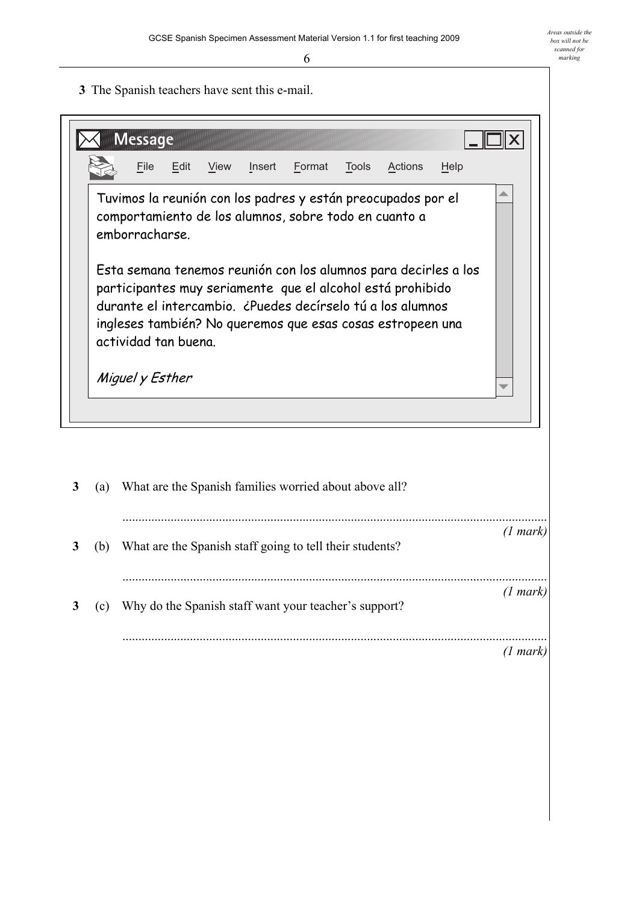**3** The Spanish teachers have sent this e-mail.

> **Message**
>
> File Edit View Insert Format Tools Actions Help
>
> Tuvimos la reunión con los padres y están preocupados por el comportamiento de los alumnos, sobre todo en cuanto a emborracharse.
>
> Esta semana tenemos reunión con los alumnos para decirles a los participantes muy seriamente que el alcohol está prohibido durante el intercambio. ¿Puedes decírselo tú a los alumnos ingleses también? No queremos que esas cosas estropeen una actividad tan buena.
>
> *Miguel y Esther*

**3** (a) What are the Spanish families worried about above all?

..........................................................................................................................

*(1 mark)*

**3** (b) What are the Spanish staff going to tell their students?

..........................................................................................................................

*(1 mark)*

**3** (c) Why do the Spanish staff want your teacher's support?

..........................................................................................................................

*(1 mark)*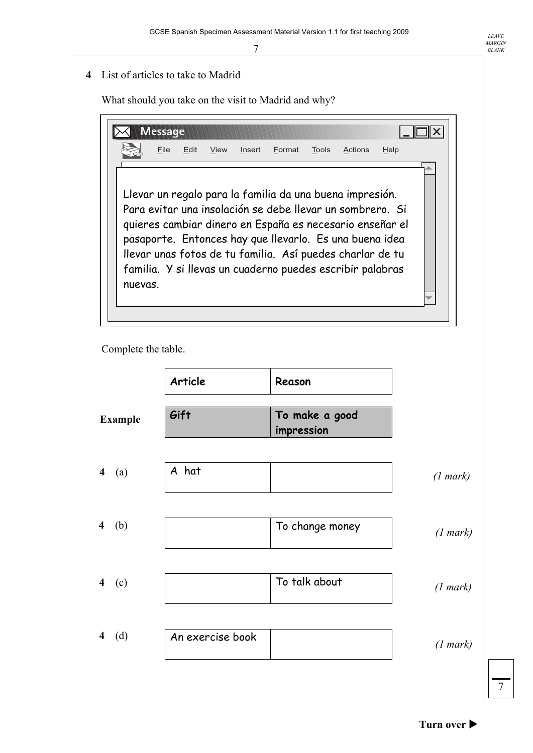**4** List of articles to take to Madrid

What should you take on the visit to Madrid and why?

> Llevar un regalo para la familia da una buena impresión. Para evitar una insolación se debe llevar un sombrero. Si quieres cambiar dinero en España es necesario enseñar el pasaporte. Entonces hay que llevarlo. Es una buena idea llevar unas fotos de tu familia. Así puedes charlar de tu familia. Y si llevas un cuaderno puedes escribir palabras nuevas.

Complete the table.

| | Article | Reason | |
|---|---|---|---|
| **Example** | Gift | To make a good impression | |
| **4** (a) | A hat | | *(1 mark)* |
| **4** (b) | | To change money | *(1 mark)* |
| **4** (c) | | To talk about | *(1 mark)* |
| **4** (d) | An exercise book | | *(1 mark)* |

**Turn over ▶**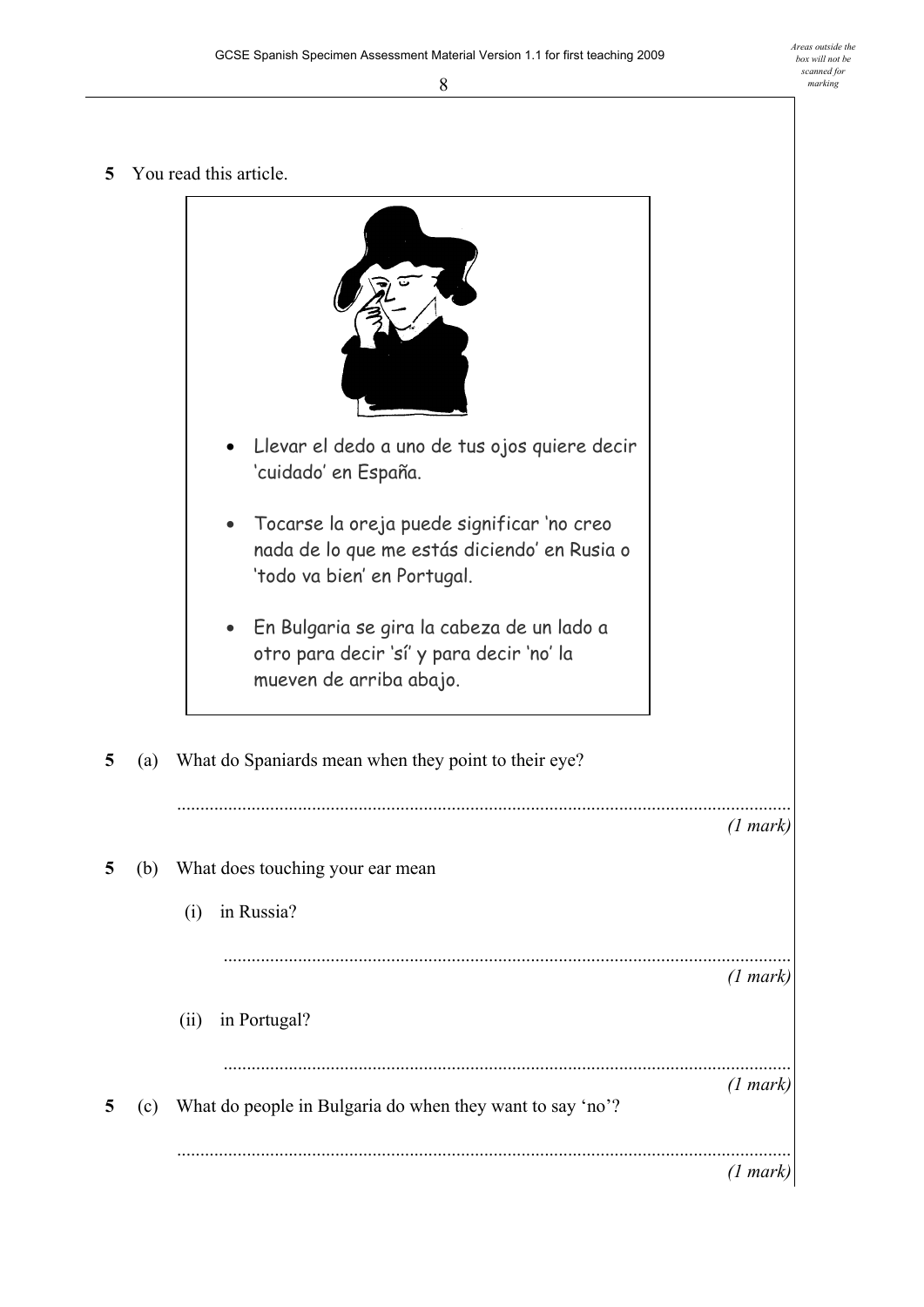**5** You read this article.

- Llevar el dedo a uno de tus ojos quiere decir 'cuidado' en España.
- Tocarse la oreja puede significar 'no creo nada de lo que me estás diciendo' en Rusia o 'todo va bien' en Portugal.
- En Bulgaria se gira la cabeza de un lado a otro para decir 'sí' y para decir 'no' la mueven de arriba abajo.

**5** (a) What do Spaniards mean when they point to their eye?

.....................................................................................................................

*(1 mark)*

**5** (b) What does touching your ear mean

(i) in Russia?

.....................................................................................................................

*(1 mark)*

(ii) in Portugal?

.....................................................................................................................

*(1 mark)*

**5** (c) What do people in Bulgaria do when they want to say 'no'?

.....................................................................................................................

*(1 mark)*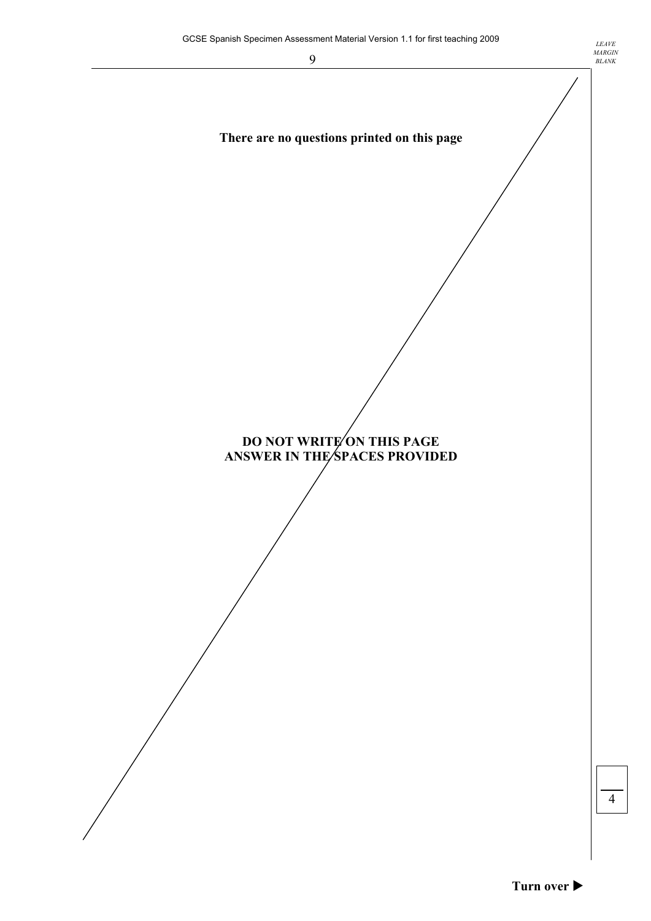**There are no questions printed on this page**

**DO NOT WRITE ON THIS PAGE**
**ANSWER IN THE SPACES PROVIDED**

4

**Turn over ▶**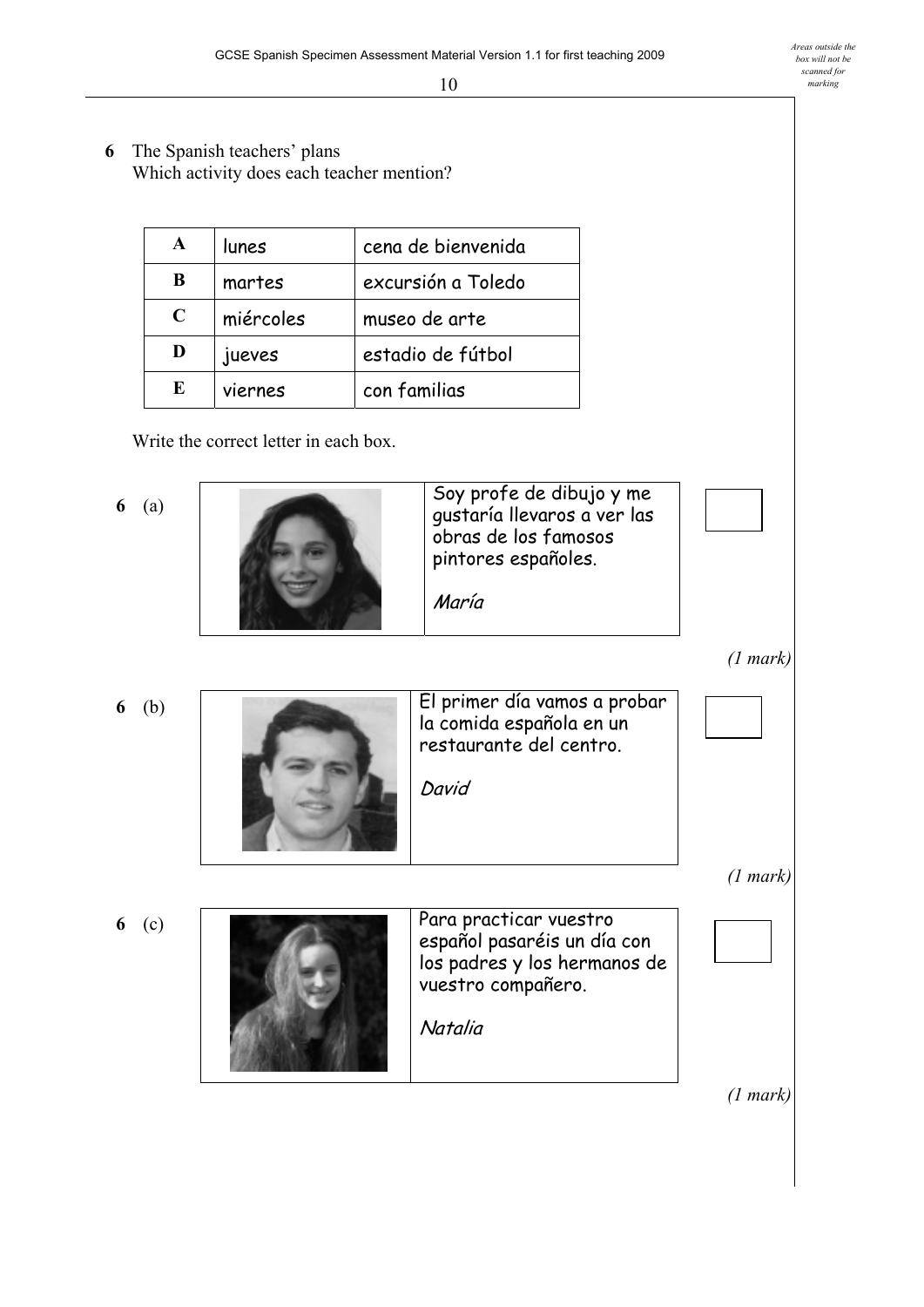**6** The Spanish teachers' plans
Which activity does each teacher mention?

| | | |
|---|---|---|
| **A** | lunes | cena de bienvenida |
| **B** | martes | excursión a Toledo |
| **C** | miércoles | museo de arte |
| **D** | jueves | estadio de fútbol |
| **E** | viernes | con familias |

Write the correct letter in each box.

**6** (a)

Soy profe de dibujo y me gustaría llevaros a ver las obras de los famosos pintores españoles.

*María*

☐

*(1 mark)*

**6** (b)

El primer día vamos a probar la comida española en un restaurante del centro.

*David*

☐

*(1 mark)*

**6** (c)

Para practicar vuestro español pasaréis un día con los padres y los hermanos de vuestro compañero.

*Natalia*

☐

*(1 mark)*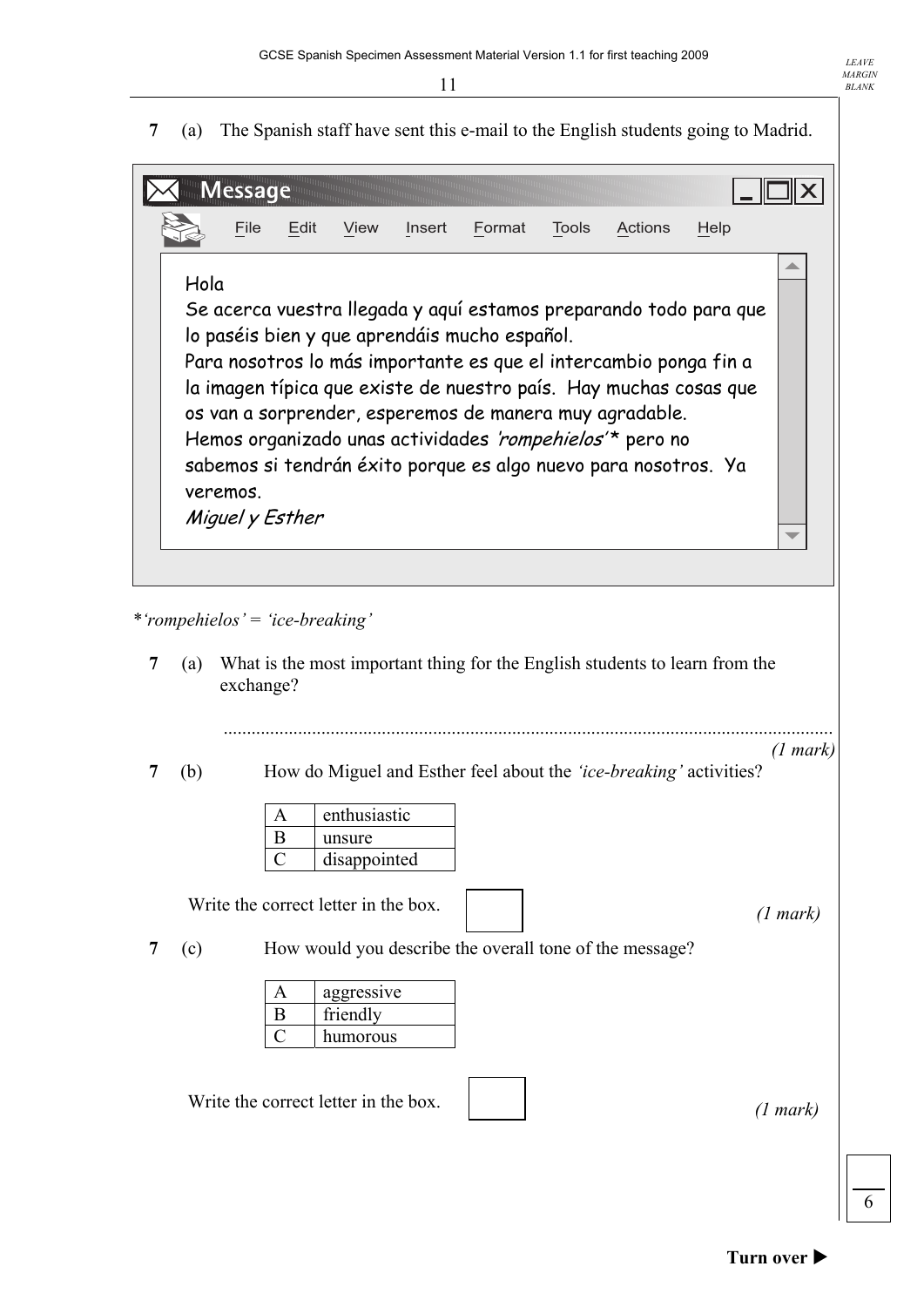**7** (a) The Spanish staff have sent this e-mail to the English students going to Madrid.

> **Message**
>
> File Edit View Insert Format Tools Actions Help
>
> Hola
> Se acerca vuestra llegada y aquí estamos preparando todo para que lo paséis bien y que aprendáis mucho español.
> Para nosotros lo más importante es que el intercambio ponga fin a la imagen típica que existe de nuestro país. Hay muchas cosas que os van a sorprender, esperemos de manera muy agradable.
> Hemos organizado unas actividades *'rompehielos'** pero no sabemos si tendrán éxito porque es algo nuevo para nosotros. Ya veremos.
> *Miguel y Esther*

**'rompehielos' = 'ice-breaking'*

**7** (a) What is the most important thing for the English students to learn from the exchange?

.......................................................................................................................................

*(1 mark)*

**7** (b) How do Miguel and Esther feel about the *'ice-breaking'* activities?

| | |
|---|---|
| A | enthusiastic |
| B | unsure |
| C | disappointed |

Write the correct letter in the box. ☐ *(1 mark)*

**7** (c) How would you describe the overall tone of the message?

| | |
|---|---|
| A | aggressive |
| B | friendly |
| C | humorous |

Write the correct letter in the box. ☐ *(1 mark)*

**Turn over ▶**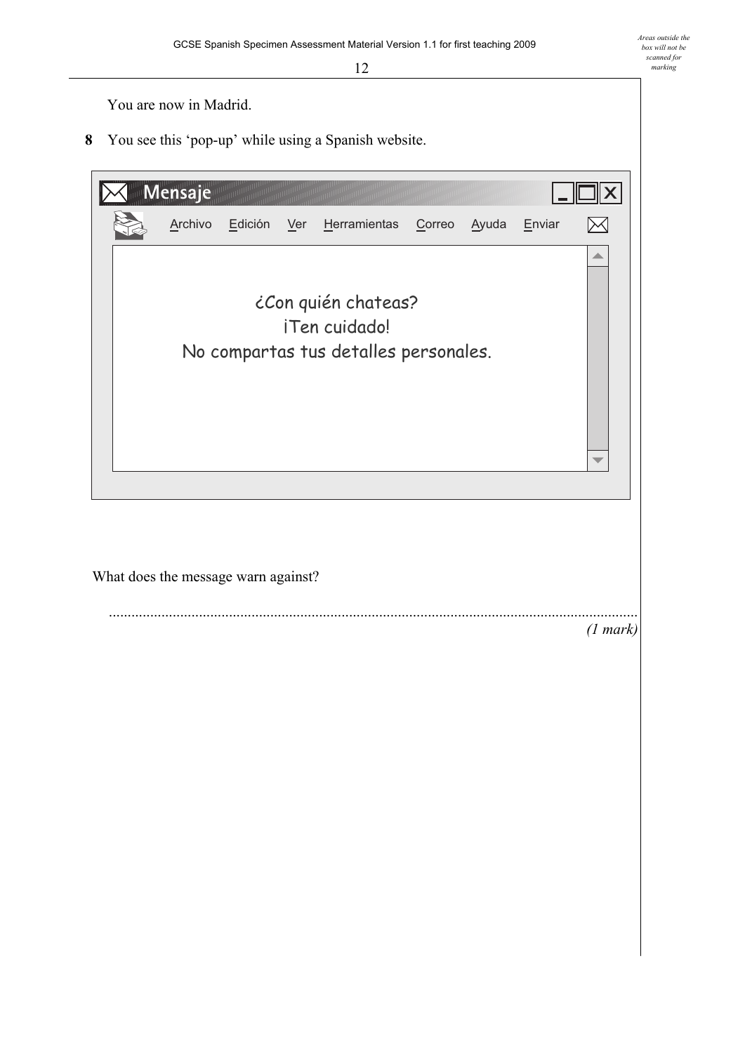You are now in Madrid.

**8** You see this 'pop-up' while using a Spanish website.

**Mensaje**

Archivo Edición Ver Herramientas Correo Ayuda Enviar

¿Con quién chateas?
¡Ten cuidado!
No compartas tus detalles personales.

What does the message warn against?

..........................................................................................................................................

*(1 mark)*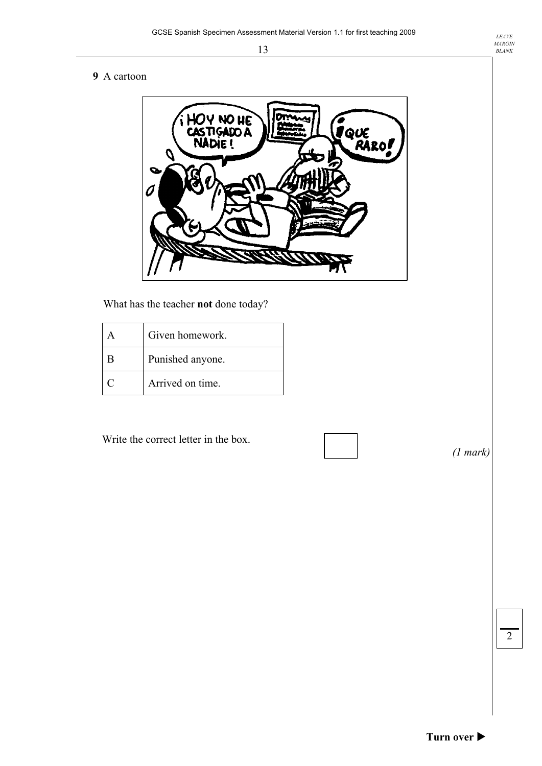**9** A cartoon

¡HOY NO HE CASTIGADO A NADIE!

¡QUÉ RARO!

What has the teacher **not** done today?

| | |
|---|---|
| A | Given homework. |
| B | Punished anyone. |
| C | Arrived on time. |

Write the correct letter in the box.

*(1 mark)*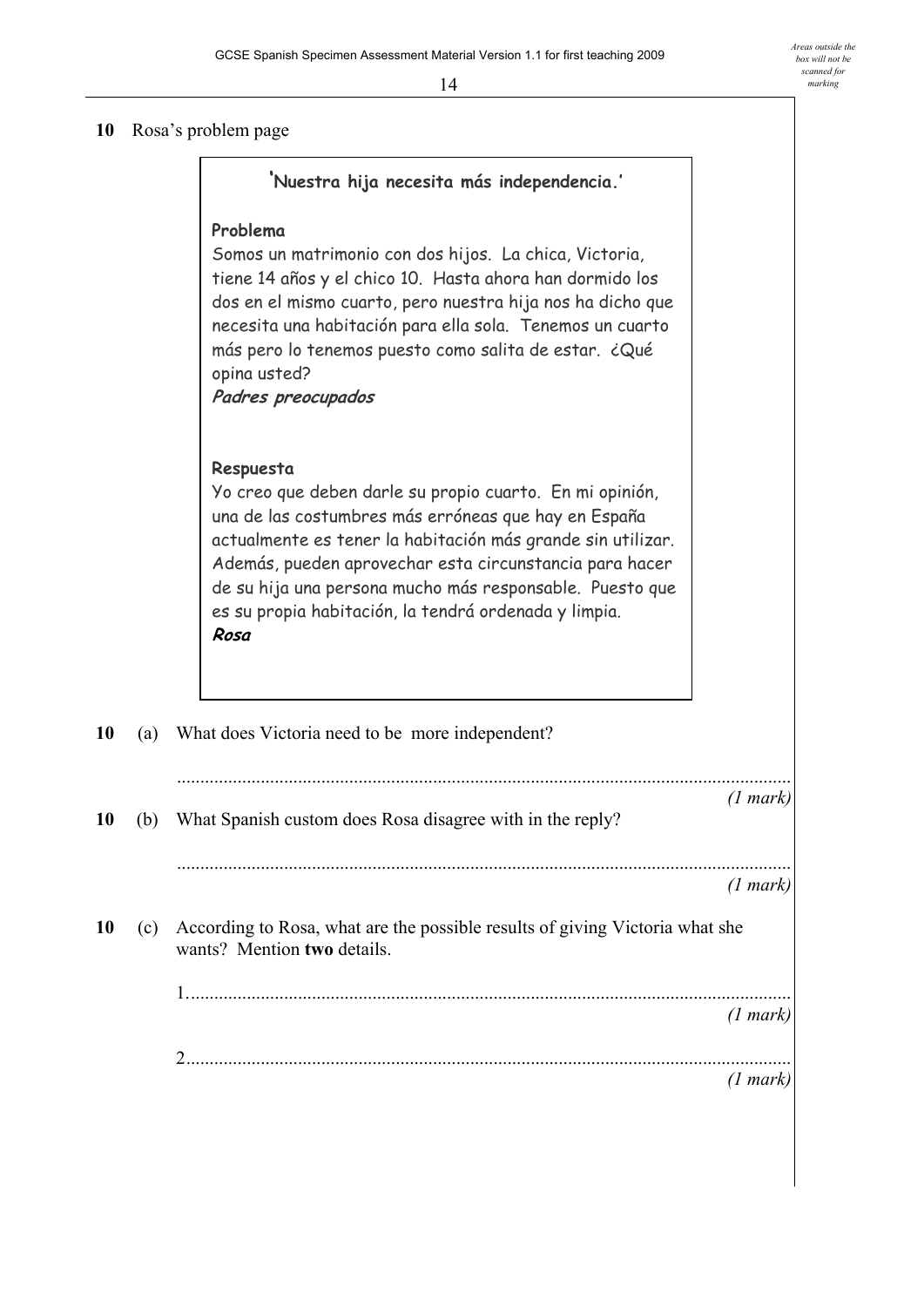**10** Rosa's problem page

> **'Nuestra hija necesita más independencia.'**
>
> **Problema**
>
> Somos un matrimonio con dos hijos. La chica, Victoria, tiene 14 años y el chico 10. Hasta ahora han dormido los dos en el mismo cuarto, pero nuestra hija nos ha dicho que necesita una habitación para ella sola. Tenemos un cuarto más pero lo tenemos puesto como salita de estar. ¿Qué opina usted?
>
> ***Padres preocupados***
>
> **Respuesta**
>
> Yo creo que deben darle su propio cuarto. En mi opinión, una de las costumbres más erróneas que hay en España actualmente es tener la habitación más grande sin utilizar. Además, pueden aprovechar esta circunstancia para hacer de su hija una persona mucho más responsable. Puesto que es su propia habitación, la tendrá ordenada y limpia.
>
> ***Rosa***

**10** (a) What does Victoria need to be more independent?

.......................................................................................................................... *(1 mark)*

**10** (b) What Spanish custom does Rosa disagree with in the reply?

.......................................................................................................................... *(1 mark)*

**10** (c) According to Rosa, what are the possible results of giving Victoria what she wants? Mention **two** details.

1........................................................................................................................ *(1 mark)*

2........................................................................................................................ *(1 mark)*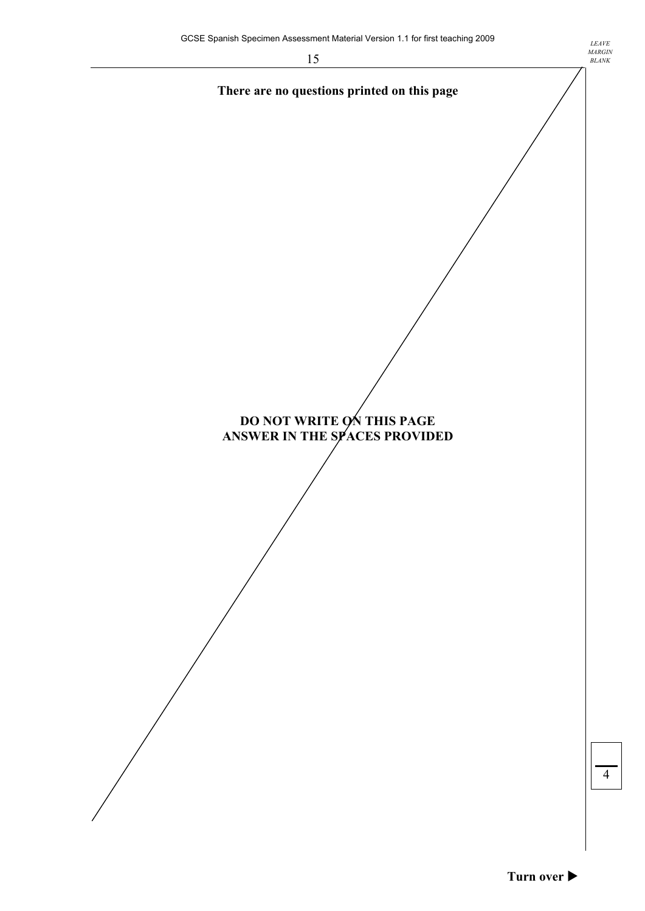**There are no questions printed on this page**

**DO NOT WRITE ON THIS PAGE**
**ANSWER IN THE SPACES PROVIDED**

4

**Turn over ▶**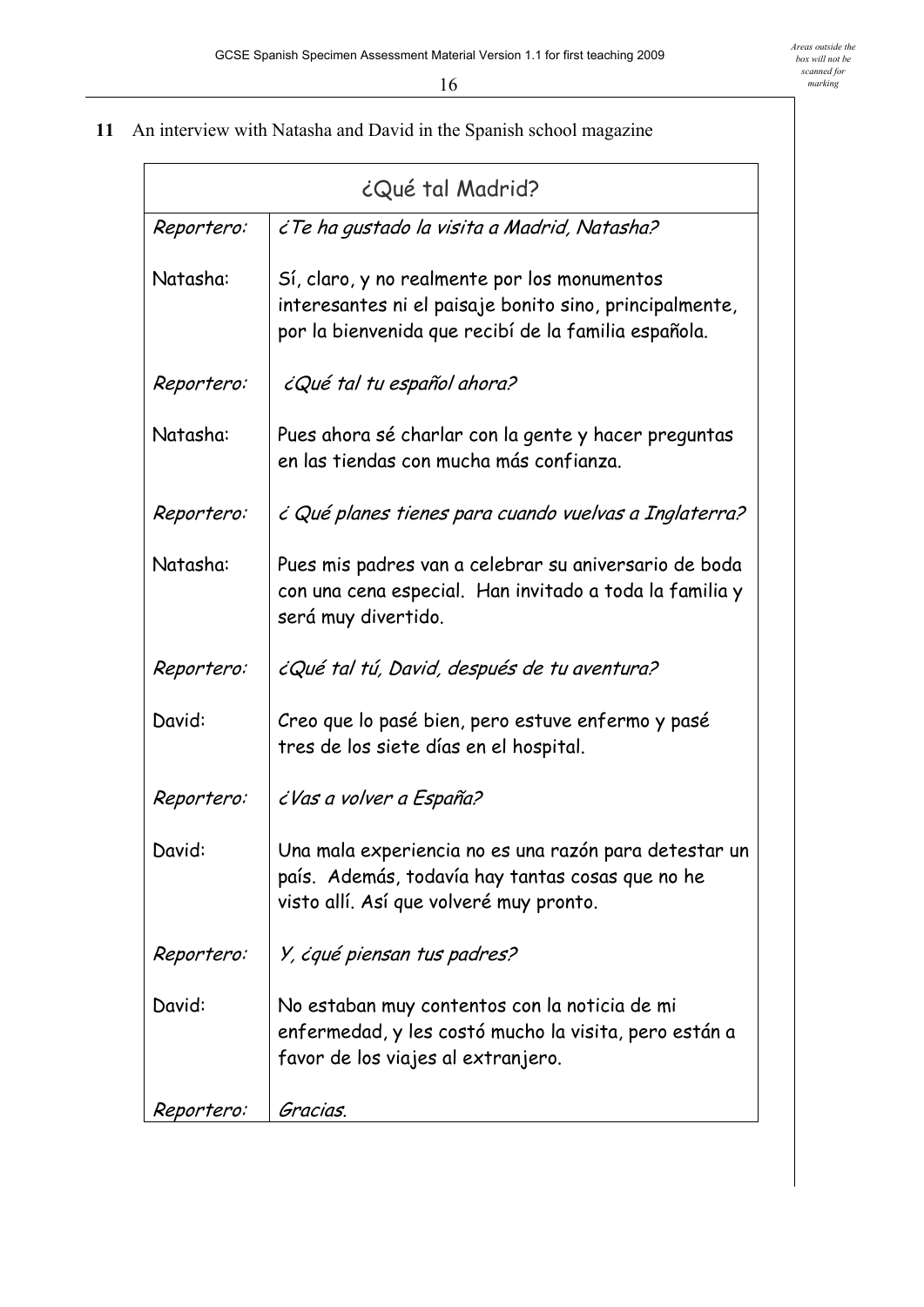**11** An interview with Natasha and David in the Spanish school magazine

| ¿Qué tal Madrid? | |
|---|---|
| *Reportero:* | *¿Te ha gustado la visita a Madrid, Natasha?* |
| Natasha: | Sí, claro, y no realmente por los monumentos interesantes ni el paisaje bonito sino, principalmente, por la bienvenida que recibí de la familia española. |
| *Reportero:* | *¿Qué tal tu español ahora?* |
| Natasha: | Pues ahora sé charlar con la gente y hacer preguntas en las tiendas con mucha más confianza. |
| *Reportero:* | *¿ Qué planes tienes para cuando vuelvas a Inglaterra?* |
| Natasha: | Pues mis padres van a celebrar su aniversario de boda con una cena especial. Han invitado a toda la familia y será muy divertido. |
| *Reportero:* | *¿Qué tal tú, David, después de tu aventura?* |
| David: | Creo que lo pasé bien, pero estuve enfermo y pasé tres de los siete días en el hospital. |
| *Reportero:* | *¿Vas a volver a España?* |
| David: | Una mala experiencia no es una razón para detestar un país. Además, todavía hay tantas cosas que no he visto allí. Así que volveré muy pronto. |
| *Reportero:* | *Y, ¿qué piensan tus padres?* |
| David: | No estaban muy contentos con la noticia de mi enfermedad, y les costó mucho la visita, pero están a favor de los viajes al extranjero. |
| *Reportero:* | *Gracias.* |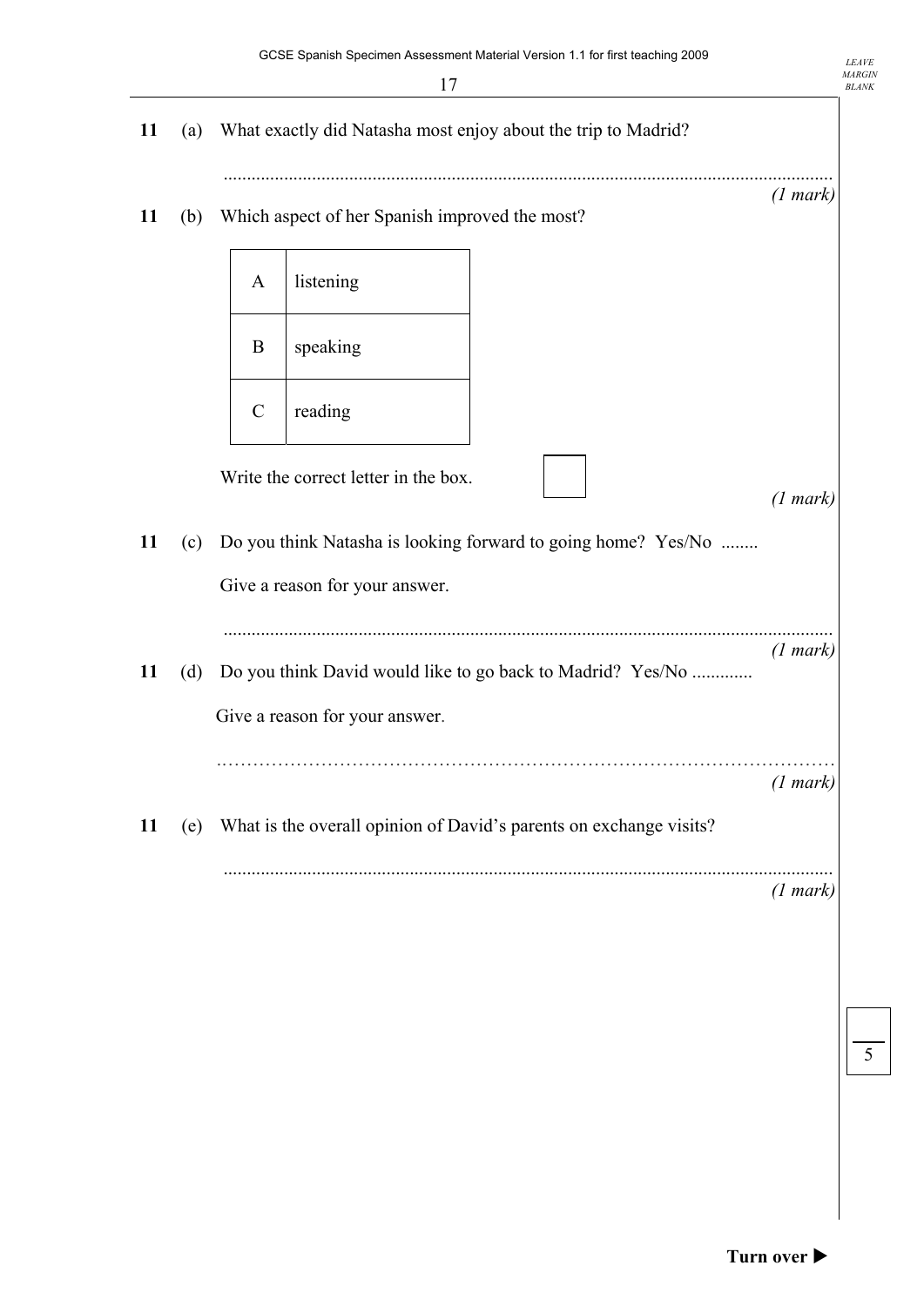**11** (a) What exactly did Natasha most enjoy about the trip to Madrid?

.................................................................................................................................

*(1 mark)*

**11** (b) Which aspect of her Spanish improved the most?

| | |
|---|---|
| A | listening |
| B | speaking |
| C | reading |

Write the correct letter in the box. ☐

*(1 mark)*

**11** (c) Do you think Natasha is looking forward to going home? Yes/No ........

Give a reason for your answer.

.................................................................................................................................

*(1 mark)*

**11** (d) Do you think David would like to go back to Madrid? Yes/No .............

Give a reason for your answer.

……………………………………………………………………………………………

*(1 mark)*

**11** (e) What is the overall opinion of David's parents on exchange visits?

.................................................................................................................................

*(1 mark)*

5

**Turn over ▶**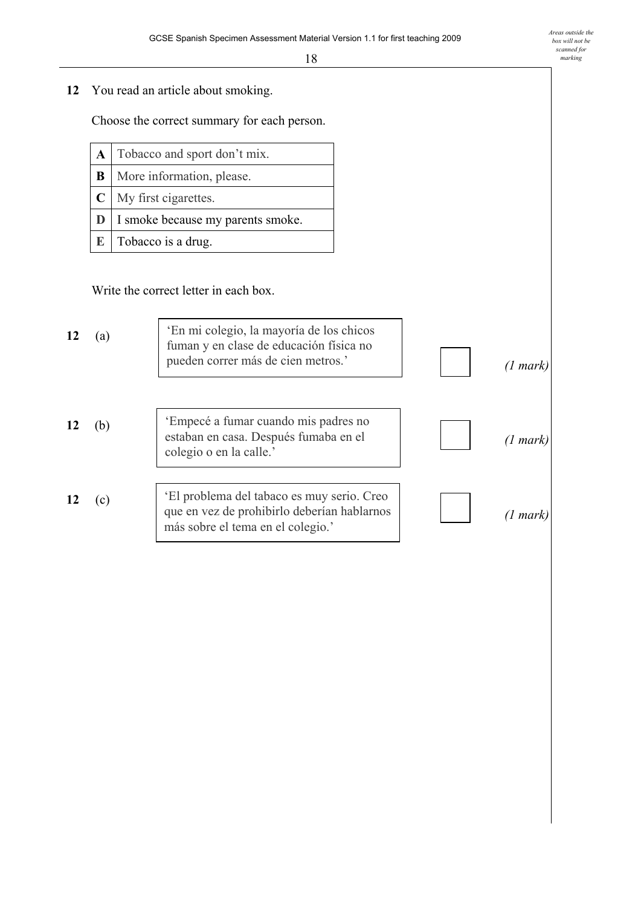**12** You read an article about smoking.

Choose the correct summary for each person.

| | |
|---|---|
| **A** | Tobacco and sport don't mix. |
| **B** | More information, please. |
| **C** | My first cigarettes. |
| **D** | I smoke because my parents smoke. |
| **E** | Tobacco is a drug. |

Write the correct letter in each box.

**12** (a) 'En mi colegio, la mayoría de los chicos fuman y en clase de educación física no pueden correr más de cien metros.' *(1 mark)*

**12** (b) 'Empecé a fumar cuando mis padres no estaban en casa. Después fumaba en el colegio o en la calle.' *(1 mark)*

**12** (c) 'El problema del tabaco es muy serio. Creo que en vez de prohibirlo deberían hablarnos más sobre el tema en el colegio.' *(1 mark)*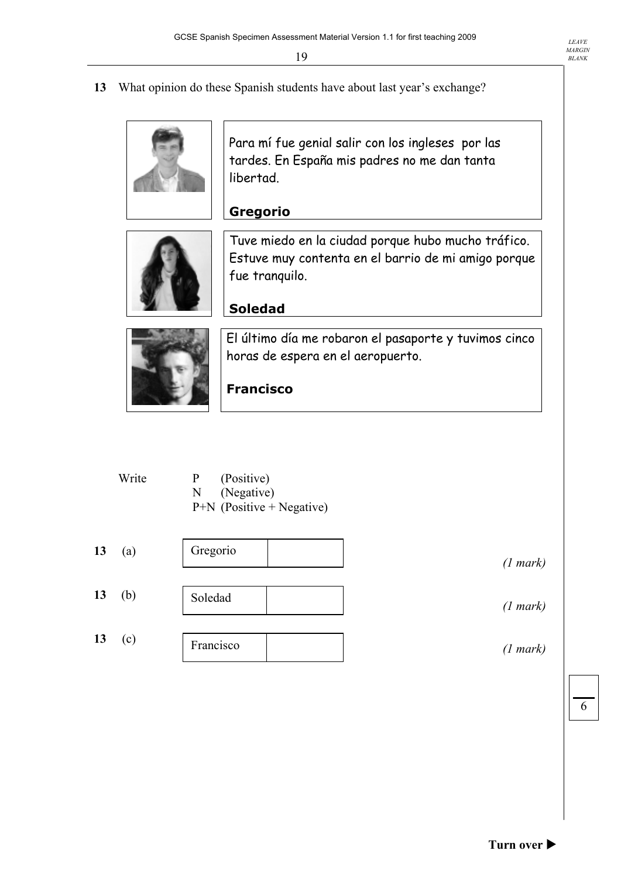**13** What opinion do these Spanish students have about last year's exchange?

Para mí fue genial salir con los ingleses por las tardes. En España mis padres no me dan tanta libertad.

**Gregorio**

Tuve miedo en la ciudad porque hubo mucho tráfico. Estuve muy contenta en el barrio de mi amigo porque fue tranquilo.

**Soledad**

El último día me robaron el pasaporte y tuvimos cinco horas de espera en el aeropuerto.

**Francisco**

Write
- P (Positive)
- N (Negative)
- P+N (Positive + Negative)

**13** (a)

| Gregorio | |
|---|---|

*(1 mark)*

**13** (b)

| Soledad | |
|---|---|

*(1 mark)*

**13** (c)

| Francisco | |
|---|---|

*(1 mark)*

6

**Turn over ▶**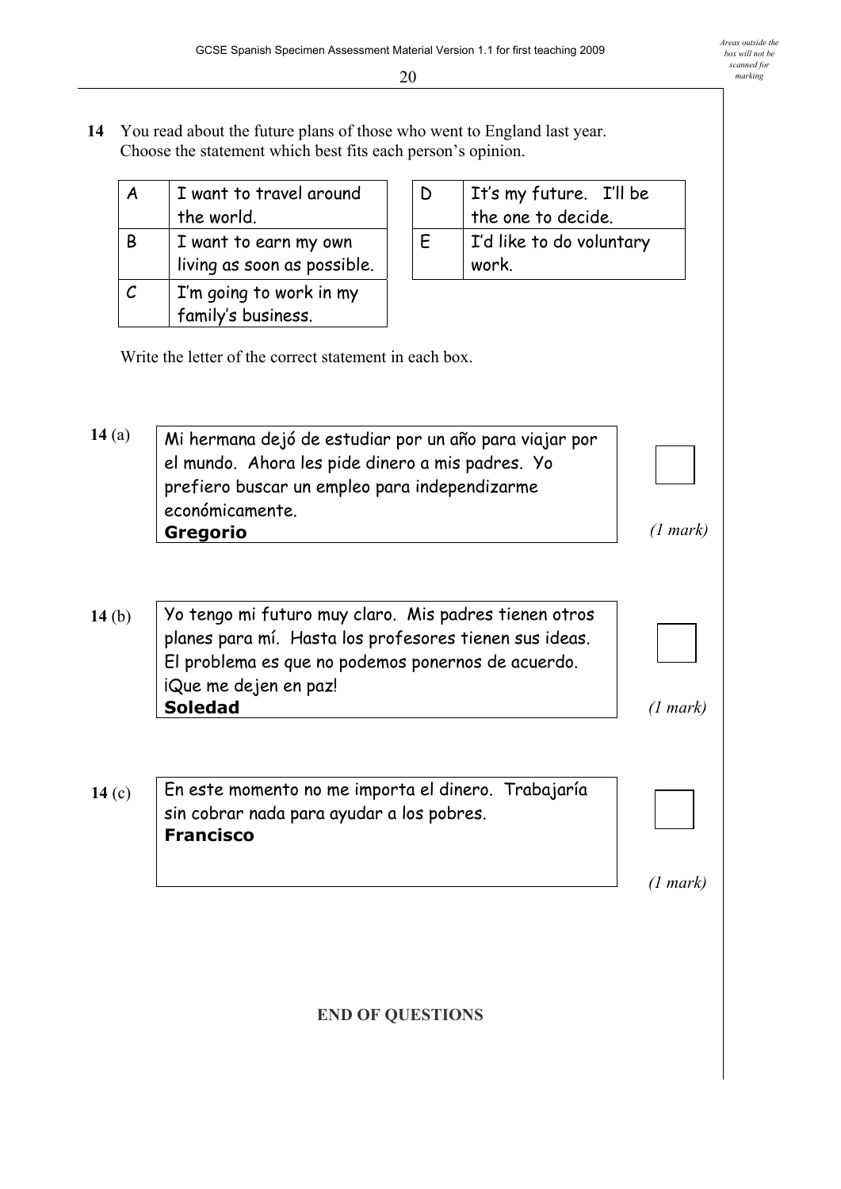**14** You read about the future plans of those who went to England last year.
Choose the statement which best fits each person's opinion.

| | |
|---|---|
| A | I want to travel around the world. |
| B | I want to earn my own living as soon as possible. |
| C | I'm going to work in my family's business. |

| | |
|---|---|
| D | It's my future. I'll be the one to decide. |
| E | I'd like to do voluntary work. |

Write the letter of the correct statement in each box.

**14** (a)

> Mi hermana dejó de estudiar por un año para viajar por el mundo. Ahora les pide dinero a mis padres. Yo prefiero buscar un empleo para independizarme económicamente.
> **Gregorio**

☐ *(1 mark)*

**14** (b)

> Yo tengo mi futuro muy claro. Mis padres tienen otros planes para mí. Hasta los profesores tienen sus ideas. El problema es que no podemos ponernos de acuerdo. ¡Que me dejen en paz!
> **Soledad**

☐ *(1 mark)*

**14** (c)

> En este momento no me importa el dinero. Trabajaría sin cobrar nada para ayudar a los pobres.
> **Francisco**

☐ *(1 mark)*

**END OF QUESTIONS**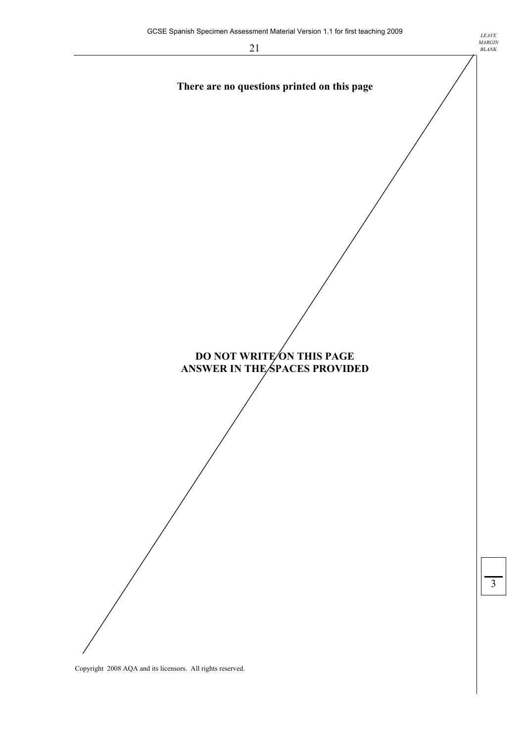**There are no questions printed on this page**

**DO NOT WRITE ON THIS PAGE**
**ANSWER IN THE SPACES PROVIDED**

3

Copyright 2008 AQA and its licensors. All rights reserved.